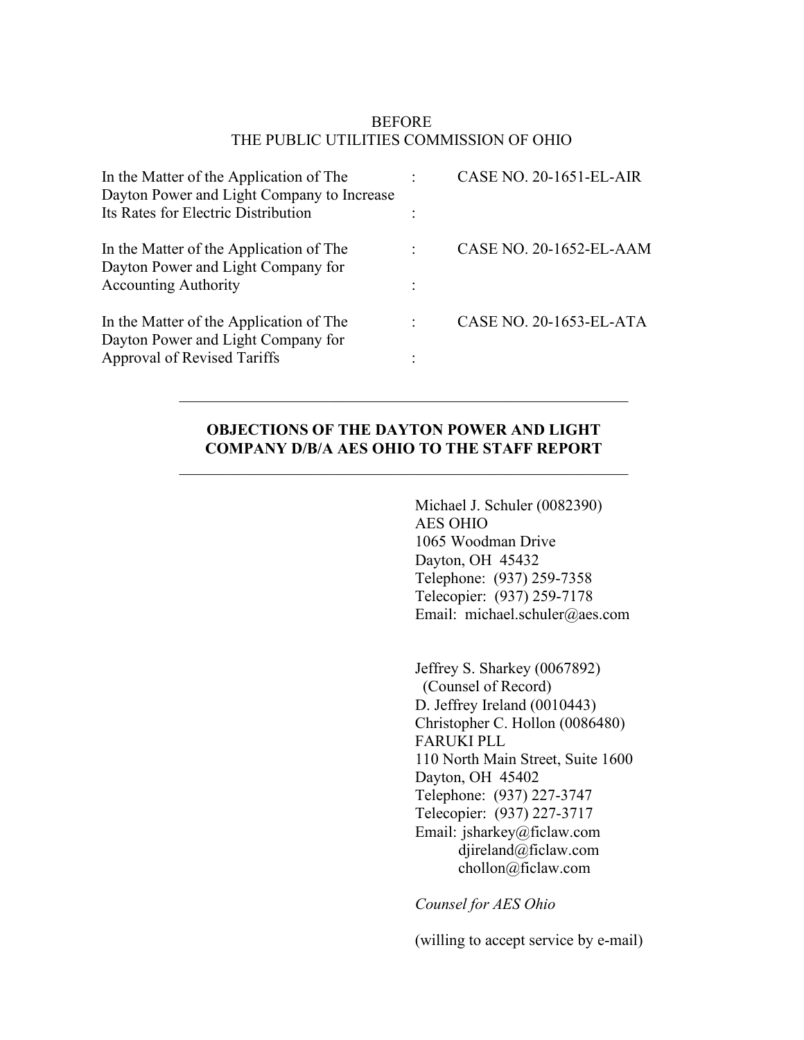BEFORE
THE PUBLIC UTILITIES COMMISSION OF OHIO

| | | |
|---|---|---|
| In the Matter of the Application of The Dayton Power and Light Company to Increase Its Rates for Electric Distribution | : | CASE NO. 20-1651-EL-AIR |
| In the Matter of the Application of The Dayton Power and Light Company for Accounting Authority | : | CASE NO. 20-1652-EL-AAM |
| In the Matter of the Application of The Dayton Power and Light Company for Approval of Revised Tariffs | : | CASE NO. 20-1653-EL-ATA |

---

**OBJECTIONS OF THE DAYTON POWER AND LIGHT COMPANY D/B/A AES OHIO TO THE STAFF REPORT**

---

Michael J. Schuler (0082390)
AES OHIO
1065 Woodman Drive
Dayton, OH 45432
Telephone: (937) 259-7358
Telecopier: (937) 259-7178
Email: michael.schuler@aes.com

Jeffrey S. Sharkey (0067892)
(Counsel of Record)
D. Jeffrey Ireland (0010443)
Christopher C. Hollon (0086480)
FARUKI PLL
110 North Main Street, Suite 1600
Dayton, OH 45402
Telephone: (937) 227-3747
Telecopier: (937) 227-3717
Email: jsharkey@ficlaw.com
djireland@ficlaw.com
chollon@ficlaw.com

*Counsel for AES Ohio*

(willing to accept service by e-mail)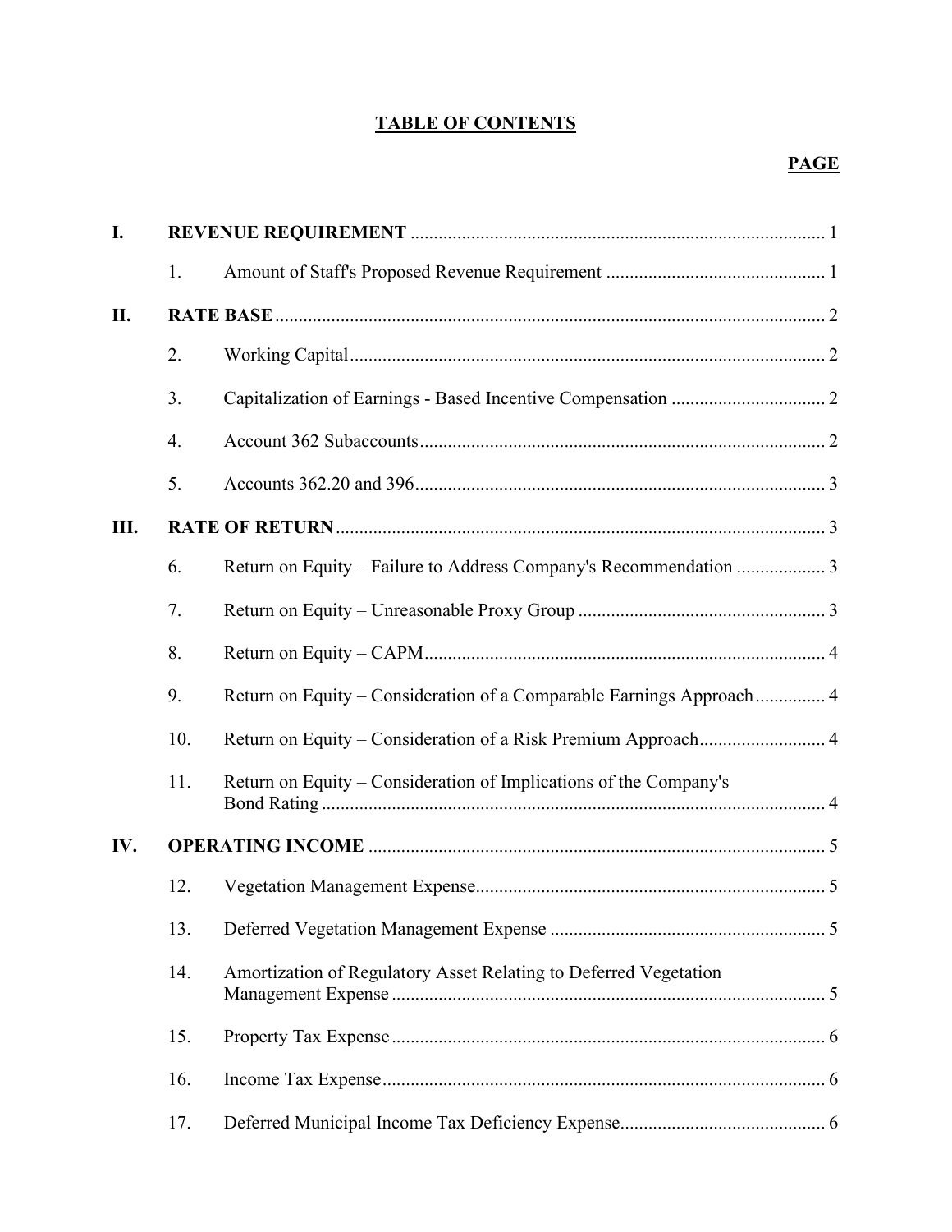# TABLE OF CONTENTS

| | | | PAGE |
|---|---|---|---|
| **I.** | **REVENUE REQUIREMENT** | | 1 |
| | 1. | Amount of Staff's Proposed Revenue Requirement | 1 |
| **II.** | **RATE BASE** | | 2 |
| | 2. | Working Capital | 2 |
| | 3. | Capitalization of Earnings - Based Incentive Compensation | 2 |
| | 4. | Account 362 Subaccounts | 2 |
| | 5. | Accounts 362.20 and 396 | 3 |
| **III.** | **RATE OF RETURN** | | 3 |
| | 6. | Return on Equity – Failure to Address Company's Recommendation | 3 |
| | 7. | Return on Equity – Unreasonable Proxy Group | 3 |
| | 8. | Return on Equity – CAPM | 4 |
| | 9. | Return on Equity – Consideration of a Comparable Earnings Approach | 4 |
| | 10. | Return on Equity – Consideration of a Risk Premium Approach | 4 |
| | 11. | Return on Equity – Consideration of Implications of the Company's Bond Rating | 4 |
| **IV.** | **OPERATING INCOME** | | 5 |
| | 12. | Vegetation Management Expense | 5 |
| | 13. | Deferred Vegetation Management Expense | 5 |
| | 14. | Amortization of Regulatory Asset Relating to Deferred Vegetation Management Expense | 5 |
| | 15. | Property Tax Expense | 6 |
| | 16. | Income Tax Expense | 6 |
| | 17. | Deferred Municipal Income Tax Deficiency Expense | 6 |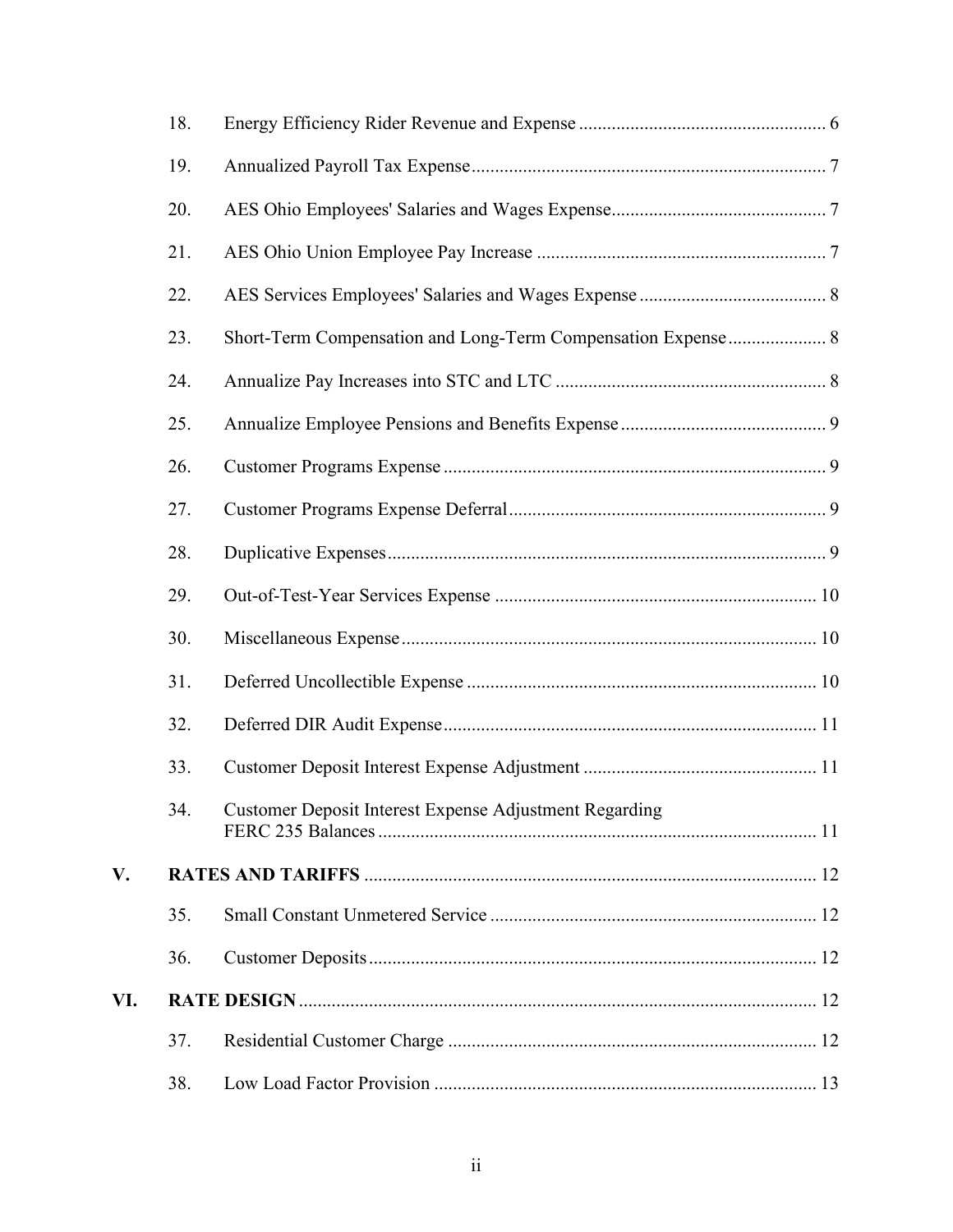18. Energy Efficiency Rider Revenue and Expense ..................................................... 6

19. Annualized Payroll Tax Expense ........................................................................... 7

20. AES Ohio Employees' Salaries and Wages Expense .............................................. 7

21. AES Ohio Union Employee Pay Increase .............................................................. 7

22. AES Services Employees' Salaries and Wages Expense ........................................ 8

23. Short-Term Compensation and Long-Term Compensation Expense ..................... 8

24. Annualize Pay Increases into STC and LTC .......................................................... 8

25. Annualize Employee Pensions and Benefits Expense ............................................ 9

26. Customer Programs Expense .................................................................................. 9

27. Customer Programs Expense Deferral .................................................................... 9

28. Duplicative Expenses ............................................................................................. 9

29. Out-of-Test-Year Services Expense ..................................................................... 10

30. Miscellaneous Expense ......................................................................................... 10

31. Deferred Uncollectible Expense ........................................................................... 10

32. Deferred DIR Audit Expense ................................................................................ 11

33. Customer Deposit Interest Expense Adjustment .................................................. 11

34. Customer Deposit Interest Expense Adjustment Regarding FERC 235 Balances .............................................................................................. 11

**V. RATES AND TARIFFS** ................................................................................. 12

35. Small Constant Unmetered Service ...................................................................... 12

36. Customer Deposits ................................................................................................ 12

**VI. RATE DESIGN** .............................................................................................. 12

37. Residential Customer Charge ............................................................................... 12

38. Low Load Factor Provision .................................................................................. 13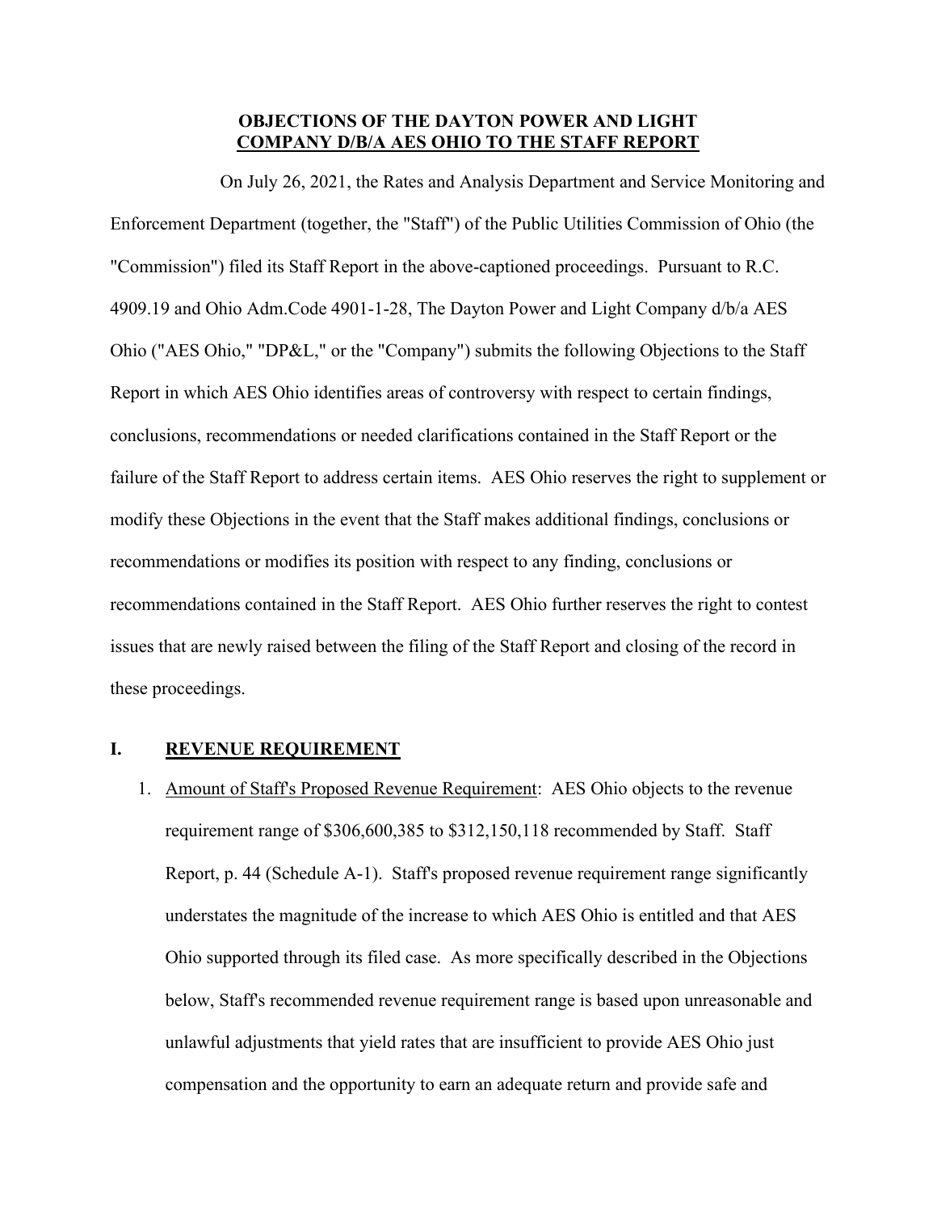**OBJECTIONS OF THE DAYTON POWER AND LIGHT COMPANY D/B/A AES OHIO TO THE STAFF REPORT**

On July 26, 2021, the Rates and Analysis Department and Service Monitoring and Enforcement Department (together, the "Staff") of the Public Utilities Commission of Ohio (the "Commission") filed its Staff Report in the above-captioned proceedings. Pursuant to R.C. 4909.19 and Ohio Adm.Code 4901-1-28, The Dayton Power and Light Company d/b/a AES Ohio ("AES Ohio," "DP&L," or the "Company") submits the following Objections to the Staff Report in which AES Ohio identifies areas of controversy with respect to certain findings, conclusions, recommendations or needed clarifications contained in the Staff Report or the failure of the Staff Report to address certain items. AES Ohio reserves the right to supplement or modify these Objections in the event that the Staff makes additional findings, conclusions or recommendations or modifies its position with respect to any finding, conclusions or recommendations contained in the Staff Report. AES Ohio further reserves the right to contest issues that are newly raised between the filing of the Staff Report and closing of the record in these proceedings.

## I. REVENUE REQUIREMENT

1. Amount of Staff's Proposed Revenue Requirement: AES Ohio objects to the revenue requirement range of $306,600,385 to $312,150,118 recommended by Staff. Staff Report, p. 44 (Schedule A-1). Staff's proposed revenue requirement range significantly understates the magnitude of the increase to which AES Ohio is entitled and that AES Ohio supported through its filed case. As more specifically described in the Objections below, Staff's recommended revenue requirement range is based upon unreasonable and unlawful adjustments that yield rates that are insufficient to provide AES Ohio just compensation and the opportunity to earn an adequate return and provide safe and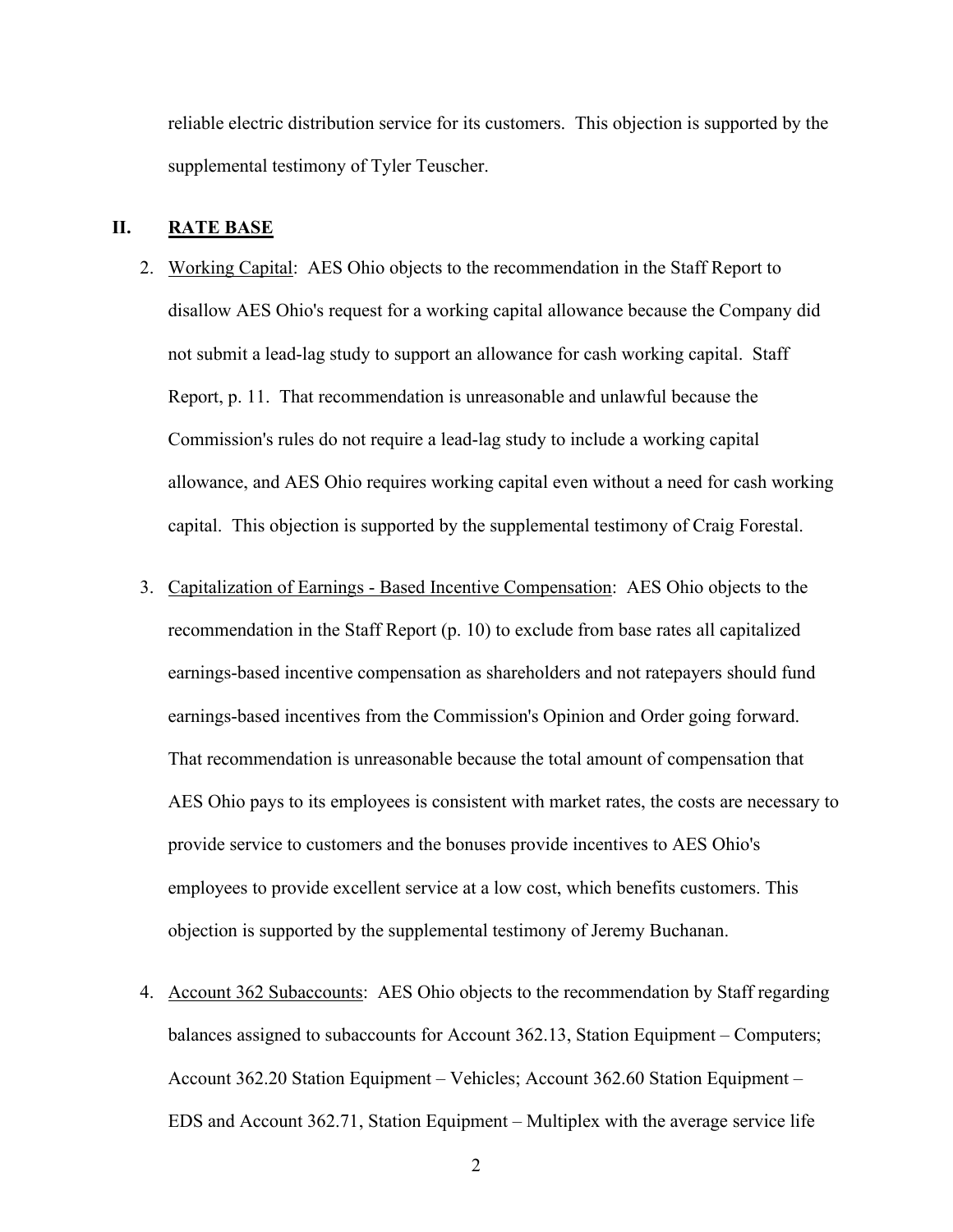reliable electric distribution service for its customers. This objection is supported by the supplemental testimony of Tyler Teuscher.

## II. RATE BASE

2. Working Capital: AES Ohio objects to the recommendation in the Staff Report to disallow AES Ohio's request for a working capital allowance because the Company did not submit a lead-lag study to support an allowance for cash working capital. Staff Report, p. 11. That recommendation is unreasonable and unlawful because the Commission's rules do not require a lead-lag study to include a working capital allowance, and AES Ohio requires working capital even without a need for cash working capital. This objection is supported by the supplemental testimony of Craig Forestal.

3. Capitalization of Earnings - Based Incentive Compensation: AES Ohio objects to the recommendation in the Staff Report (p. 10) to exclude from base rates all capitalized earnings-based incentive compensation as shareholders and not ratepayers should fund earnings-based incentives from the Commission's Opinion and Order going forward. That recommendation is unreasonable because the total amount of compensation that AES Ohio pays to its employees is consistent with market rates, the costs are necessary to provide service to customers and the bonuses provide incentives to AES Ohio's employees to provide excellent service at a low cost, which benefits customers. This objection is supported by the supplemental testimony of Jeremy Buchanan.

4. Account 362 Subaccounts: AES Ohio objects to the recommendation by Staff regarding balances assigned to subaccounts for Account 362.13, Station Equipment – Computers; Account 362.20 Station Equipment – Vehicles; Account 362.60 Station Equipment – EDS and Account 362.71, Station Equipment – Multiplex with the average service life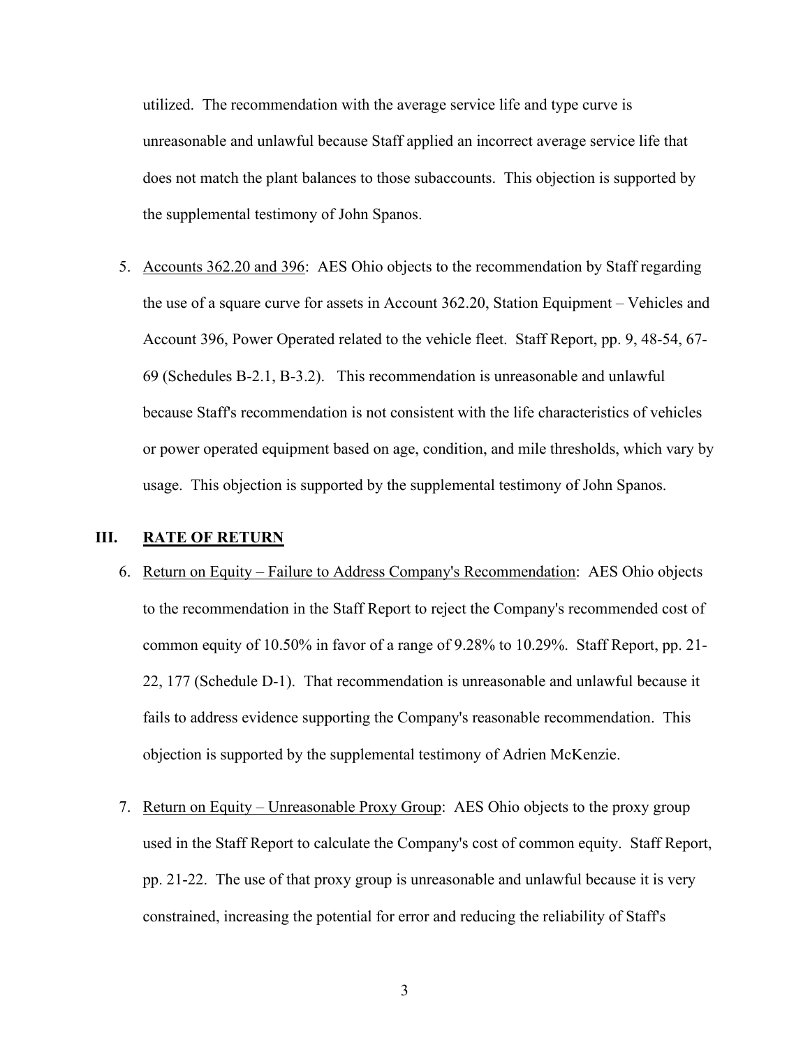utilized. The recommendation with the average service life and type curve is unreasonable and unlawful because Staff applied an incorrect average service life that does not match the plant balances to those subaccounts. This objection is supported by the supplemental testimony of John Spanos.

5. Accounts 362.20 and 396: AES Ohio objects to the recommendation by Staff regarding the use of a square curve for assets in Account 362.20, Station Equipment – Vehicles and Account 396, Power Operated related to the vehicle fleet. Staff Report, pp. 9, 48-54, 67-69 (Schedules B-2.1, B-3.2). This recommendation is unreasonable and unlawful because Staff's recommendation is not consistent with the life characteristics of vehicles or power operated equipment based on age, condition, and mile thresholds, which vary by usage. This objection is supported by the supplemental testimony of John Spanos.

## III. RATE OF RETURN

6. Return on Equity – Failure to Address Company's Recommendation: AES Ohio objects to the recommendation in the Staff Report to reject the Company's recommended cost of common equity of 10.50% in favor of a range of 9.28% to 10.29%. Staff Report, pp. 21-22, 177 (Schedule D-1). That recommendation is unreasonable and unlawful because it fails to address evidence supporting the Company's reasonable recommendation. This objection is supported by the supplemental testimony of Adrien McKenzie.

7. Return on Equity – Unreasonable Proxy Group: AES Ohio objects to the proxy group used in the Staff Report to calculate the Company's cost of common equity. Staff Report, pp. 21-22. The use of that proxy group is unreasonable and unlawful because it is very constrained, increasing the potential for error and reducing the reliability of Staff's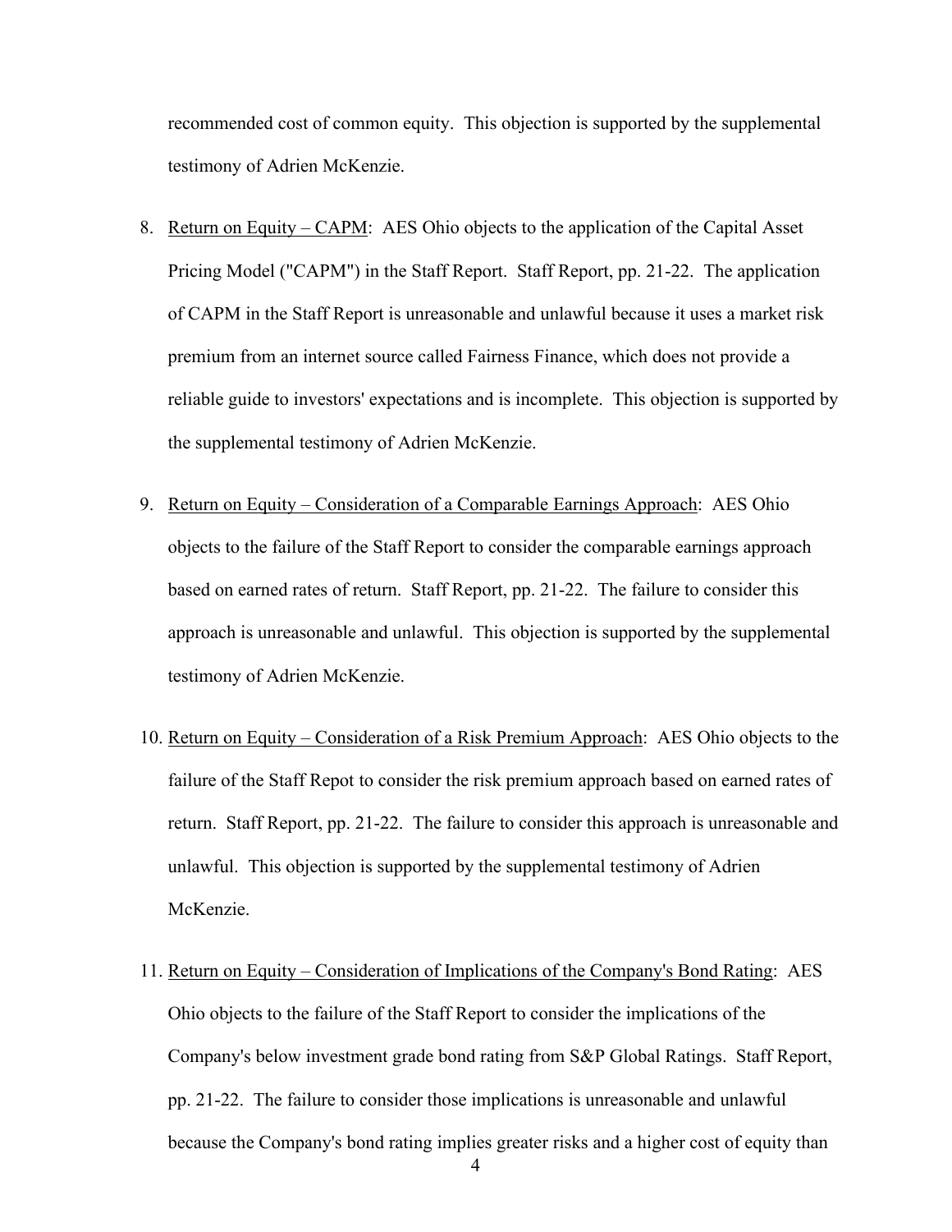recommended cost of common equity. This objection is supported by the supplemental testimony of Adrien McKenzie.

8. <u>Return on Equity – CAPM</u>: AES Ohio objects to the application of the Capital Asset Pricing Model ("CAPM") in the Staff Report. Staff Report, pp. 21-22. The application of CAPM in the Staff Report is unreasonable and unlawful because it uses a market risk premium from an internet source called Fairness Finance, which does not provide a reliable guide to investors' expectations and is incomplete. This objection is supported by the supplemental testimony of Adrien McKenzie.

9. <u>Return on Equity – Consideration of a Comparable Earnings Approach</u>: AES Ohio objects to the failure of the Staff Report to consider the comparable earnings approach based on earned rates of return. Staff Report, pp. 21-22. The failure to consider this approach is unreasonable and unlawful. This objection is supported by the supplemental testimony of Adrien McKenzie.

10. <u>Return on Equity – Consideration of a Risk Premium Approach</u>: AES Ohio objects to the failure of the Staff Repot to consider the risk premium approach based on earned rates of return. Staff Report, pp. 21-22. The failure to consider this approach is unreasonable and unlawful. This objection is supported by the supplemental testimony of Adrien McKenzie.

11. <u>Return on Equity – Consideration of Implications of the Company's Bond Rating</u>: AES Ohio objects to the failure of the Staff Report to consider the implications of the Company's below investment grade bond rating from S&P Global Ratings. Staff Report, pp. 21-22. The failure to consider those implications is unreasonable and unlawful because the Company's bond rating implies greater risks and a higher cost of equity than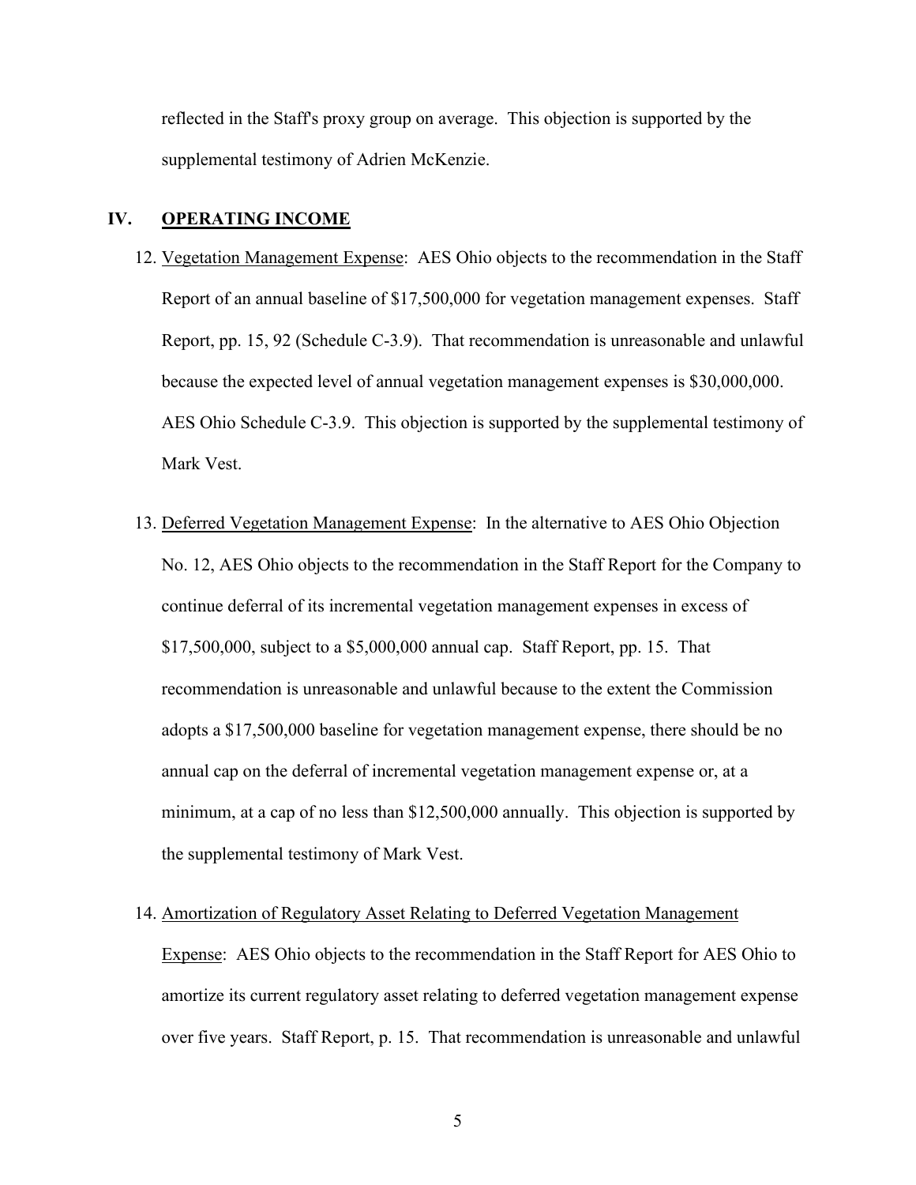reflected in the Staff's proxy group on average. This objection is supported by the supplemental testimony of Adrien McKenzie.

## IV. OPERATING INCOME

12. Vegetation Management Expense: AES Ohio objects to the recommendation in the Staff Report of an annual baseline of $17,500,000 for vegetation management expenses. Staff Report, pp. 15, 92 (Schedule C-3.9). That recommendation is unreasonable and unlawful because the expected level of annual vegetation management expenses is $30,000,000. AES Ohio Schedule C-3.9. This objection is supported by the supplemental testimony of Mark Vest.

13. Deferred Vegetation Management Expense: In the alternative to AES Ohio Objection No. 12, AES Ohio objects to the recommendation in the Staff Report for the Company to continue deferral of its incremental vegetation management expenses in excess of $17,500,000, subject to a $5,000,000 annual cap. Staff Report, pp. 15. That recommendation is unreasonable and unlawful because to the extent the Commission adopts a $17,500,000 baseline for vegetation management expense, there should be no annual cap on the deferral of incremental vegetation management expense or, at a minimum, at a cap of no less than $12,500,000 annually. This objection is supported by the supplemental testimony of Mark Vest.

14. Amortization of Regulatory Asset Relating to Deferred Vegetation Management Expense: AES Ohio objects to the recommendation in the Staff Report for AES Ohio to amortize its current regulatory asset relating to deferred vegetation management expense over five years. Staff Report, p. 15. That recommendation is unreasonable and unlawful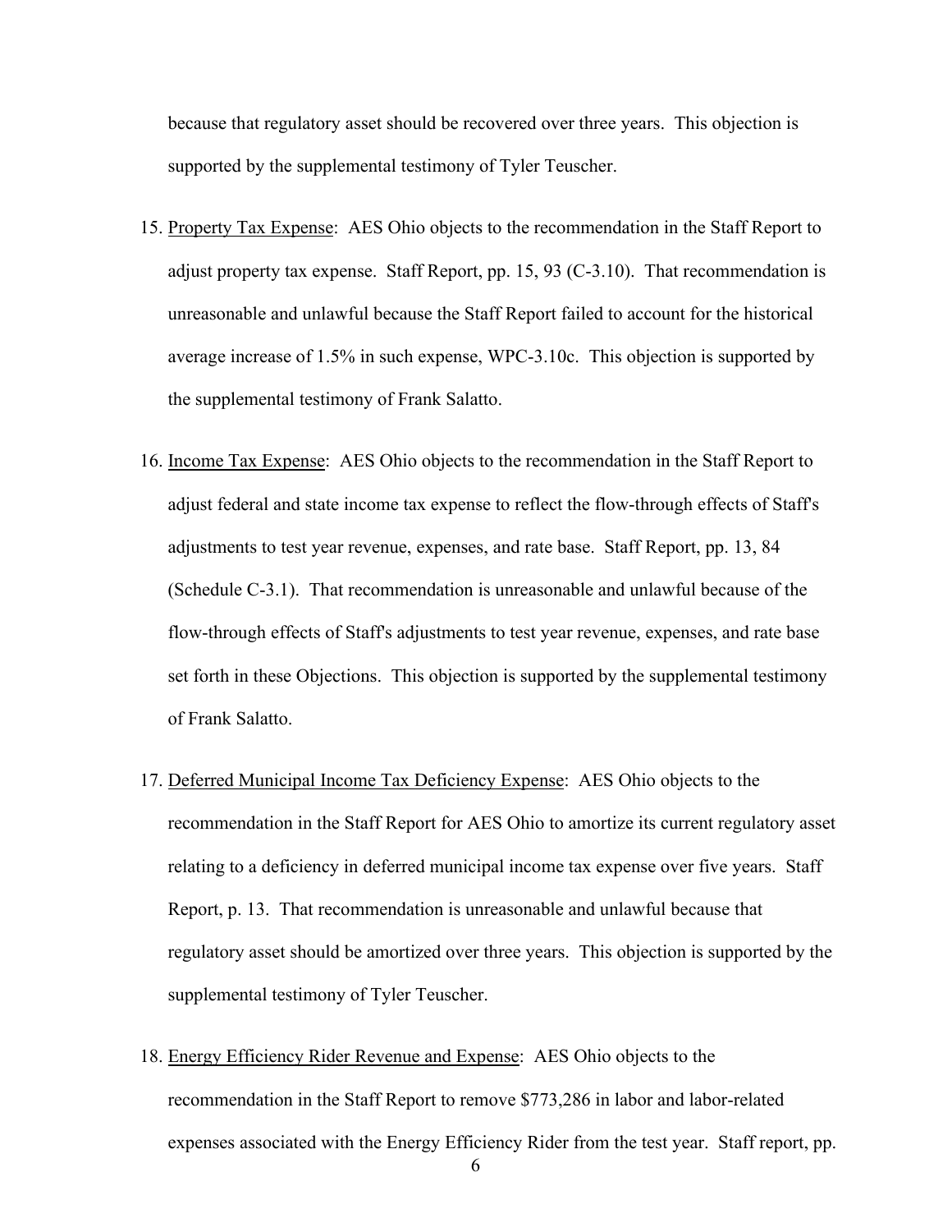because that regulatory asset should be recovered over three years. This objection is supported by the supplemental testimony of Tyler Teuscher.

15. <u>Property Tax Expense</u>: AES Ohio objects to the recommendation in the Staff Report to adjust property tax expense. Staff Report, pp. 15, 93 (C-3.10). That recommendation is unreasonable and unlawful because the Staff Report failed to account for the historical average increase of 1.5% in such expense, WPC-3.10c. This objection is supported by the supplemental testimony of Frank Salatto.

16. <u>Income Tax Expense</u>: AES Ohio objects to the recommendation in the Staff Report to adjust federal and state income tax expense to reflect the flow-through effects of Staff's adjustments to test year revenue, expenses, and rate base. Staff Report, pp. 13, 84 (Schedule C-3.1). That recommendation is unreasonable and unlawful because of the flow-through effects of Staff's adjustments to test year revenue, expenses, and rate base set forth in these Objections. This objection is supported by the supplemental testimony of Frank Salatto.

17. <u>Deferred Municipal Income Tax Deficiency Expense</u>: AES Ohio objects to the recommendation in the Staff Report for AES Ohio to amortize its current regulatory asset relating to a deficiency in deferred municipal income tax expense over five years. Staff Report, p. 13. That recommendation is unreasonable and unlawful because that regulatory asset should be amortized over three years. This objection is supported by the supplemental testimony of Tyler Teuscher.

18. <u>Energy Efficiency Rider Revenue and Expense</u>: AES Ohio objects to the recommendation in the Staff Report to remove $773,286 in labor and labor-related expenses associated with the Energy Efficiency Rider from the test year. Staff report, pp.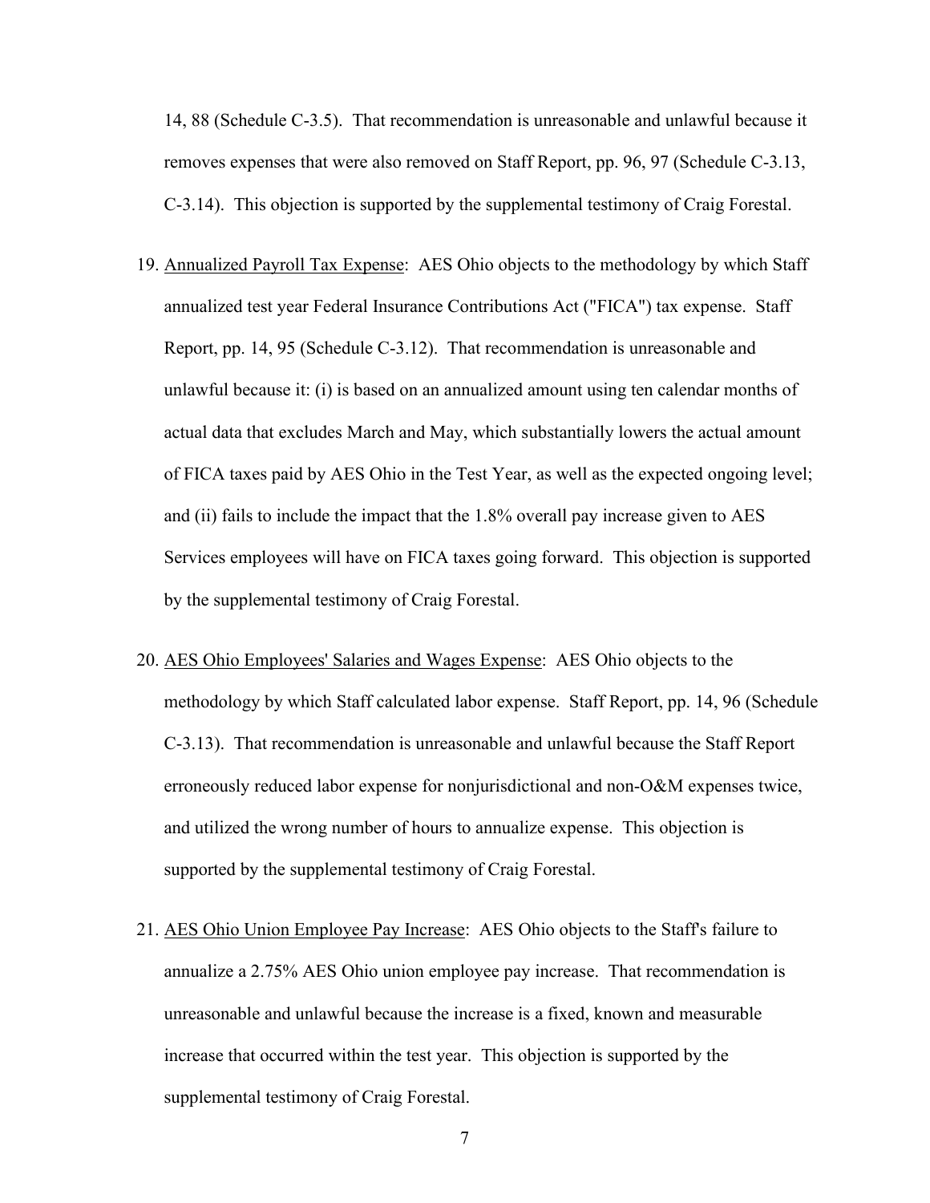14, 88 (Schedule C-3.5). That recommendation is unreasonable and unlawful because it removes expenses that were also removed on Staff Report, pp. 96, 97 (Schedule C-3.13, C-3.14). This objection is supported by the supplemental testimony of Craig Forestal.

19. Annualized Payroll Tax Expense: AES Ohio objects to the methodology by which Staff annualized test year Federal Insurance Contributions Act ("FICA") tax expense. Staff Report, pp. 14, 95 (Schedule C-3.12). That recommendation is unreasonable and unlawful because it: (i) is based on an annualized amount using ten calendar months of actual data that excludes March and May, which substantially lowers the actual amount of FICA taxes paid by AES Ohio in the Test Year, as well as the expected ongoing level; and (ii) fails to include the impact that the 1.8% overall pay increase given to AES Services employees will have on FICA taxes going forward. This objection is supported by the supplemental testimony of Craig Forestal.

20. AES Ohio Employees' Salaries and Wages Expense: AES Ohio objects to the methodology by which Staff calculated labor expense. Staff Report, pp. 14, 96 (Schedule C-3.13). That recommendation is unreasonable and unlawful because the Staff Report erroneously reduced labor expense for nonjurisdictional and non-O&M expenses twice, and utilized the wrong number of hours to annualize expense. This objection is supported by the supplemental testimony of Craig Forestal.

21. AES Ohio Union Employee Pay Increase: AES Ohio objects to the Staff's failure to annualize a 2.75% AES Ohio union employee pay increase. That recommendation is unreasonable and unlawful because the increase is a fixed, known and measurable increase that occurred within the test year. This objection is supported by the supplemental testimony of Craig Forestal.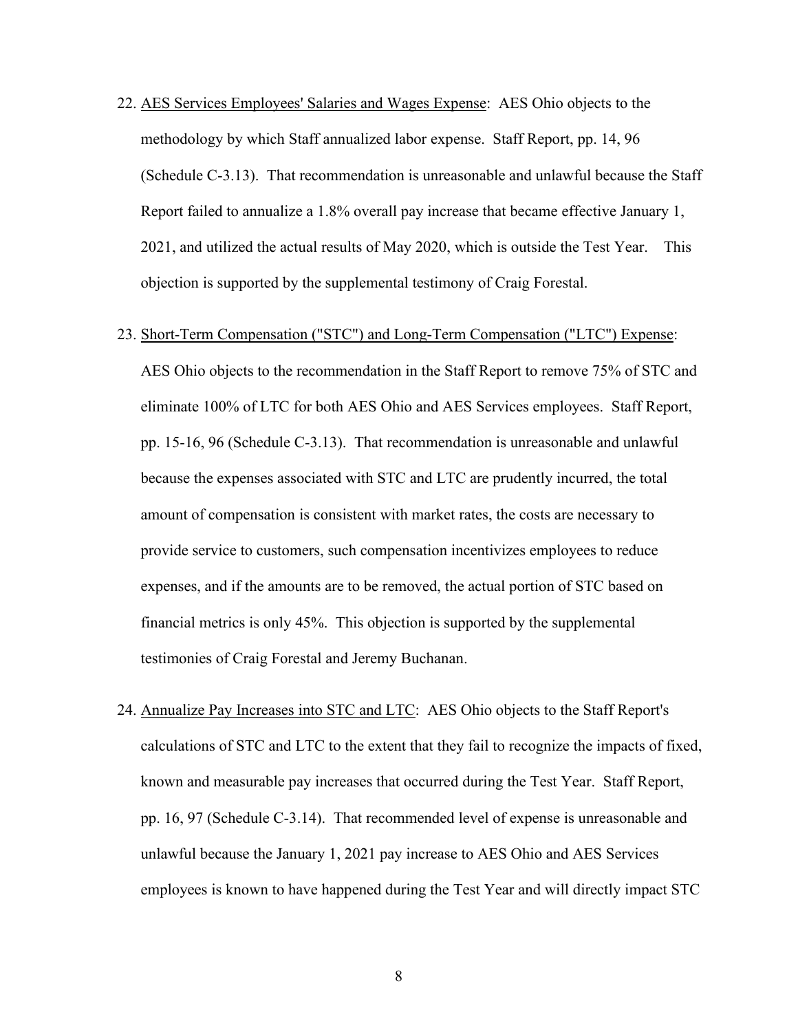22. AES Services Employees' Salaries and Wages Expense: AES Ohio objects to the methodology by which Staff annualized labor expense. Staff Report, pp. 14, 96 (Schedule C-3.13). That recommendation is unreasonable and unlawful because the Staff Report failed to annualize a 1.8% overall pay increase that became effective January 1, 2021, and utilized the actual results of May 2020, which is outside the Test Year. This objection is supported by the supplemental testimony of Craig Forestal.

23. Short-Term Compensation ("STC") and Long-Term Compensation ("LTC") Expense: AES Ohio objects to the recommendation in the Staff Report to remove 75% of STC and eliminate 100% of LTC for both AES Ohio and AES Services employees. Staff Report, pp. 15-16, 96 (Schedule C-3.13). That recommendation is unreasonable and unlawful because the expenses associated with STC and LTC are prudently incurred, the total amount of compensation is consistent with market rates, the costs are necessary to provide service to customers, such compensation incentivizes employees to reduce expenses, and if the amounts are to be removed, the actual portion of STC based on financial metrics is only 45%. This objection is supported by the supplemental testimonies of Craig Forestal and Jeremy Buchanan.

24. Annualize Pay Increases into STC and LTC: AES Ohio objects to the Staff Report's calculations of STC and LTC to the extent that they fail to recognize the impacts of fixed, known and measurable pay increases that occurred during the Test Year. Staff Report, pp. 16, 97 (Schedule C-3.14). That recommended level of expense is unreasonable and unlawful because the January 1, 2021 pay increase to AES Ohio and AES Services employees is known to have happened during the Test Year and will directly impact STC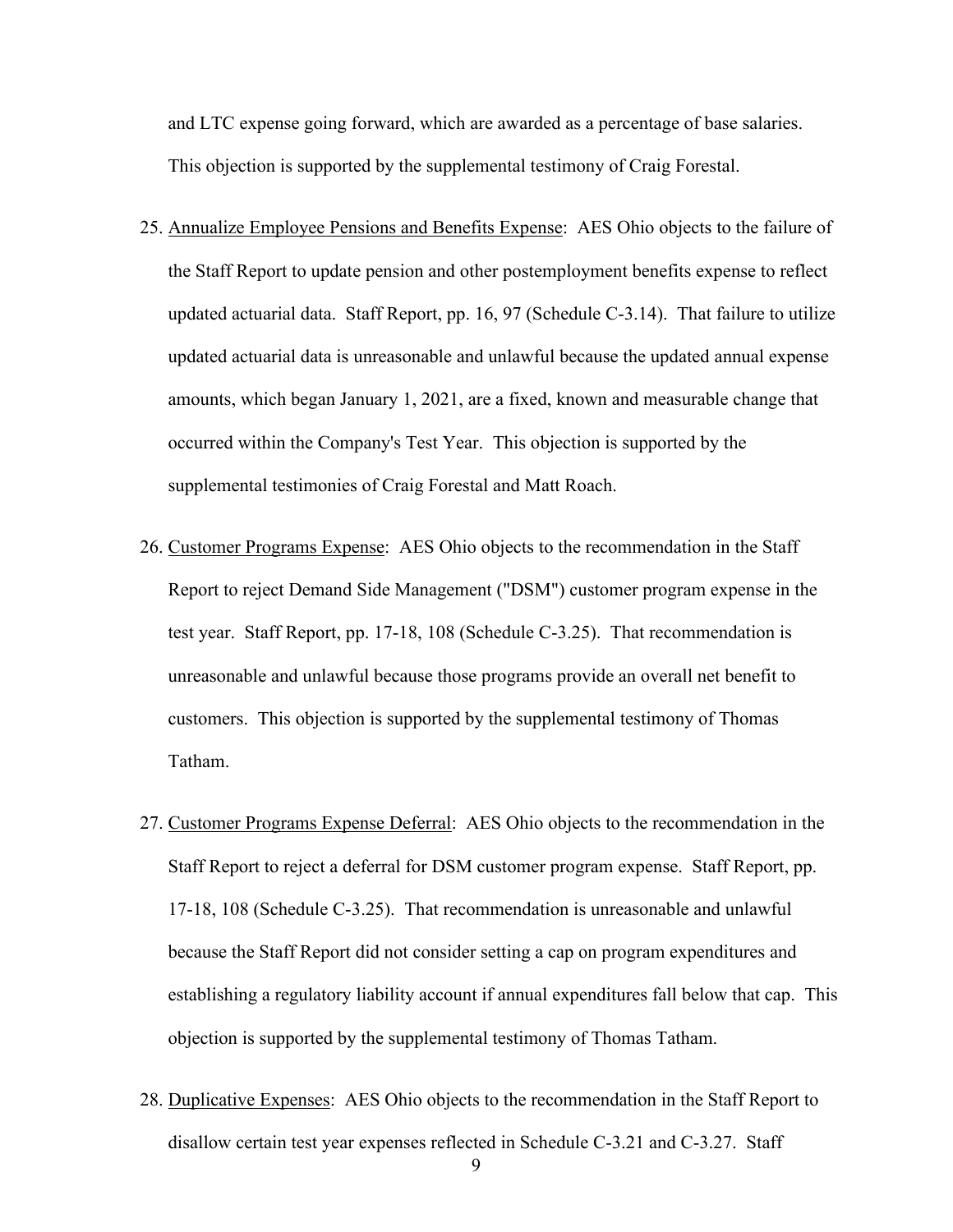and LTC expense going forward, which are awarded as a percentage of base salaries. This objection is supported by the supplemental testimony of Craig Forestal.

25. Annualize Employee Pensions and Benefits Expense: AES Ohio objects to the failure of the Staff Report to update pension and other postemployment benefits expense to reflect updated actuarial data. Staff Report, pp. 16, 97 (Schedule C-3.14). That failure to utilize updated actuarial data is unreasonable and unlawful because the updated annual expense amounts, which began January 1, 2021, are a fixed, known and measurable change that occurred within the Company's Test Year. This objection is supported by the supplemental testimonies of Craig Forestal and Matt Roach.

26. Customer Programs Expense: AES Ohio objects to the recommendation in the Staff Report to reject Demand Side Management ("DSM") customer program expense in the test year. Staff Report, pp. 17-18, 108 (Schedule C-3.25). That recommendation is unreasonable and unlawful because those programs provide an overall net benefit to customers. This objection is supported by the supplemental testimony of Thomas Tatham.

27. Customer Programs Expense Deferral: AES Ohio objects to the recommendation in the Staff Report to reject a deferral for DSM customer program expense. Staff Report, pp. 17-18, 108 (Schedule C-3.25). That recommendation is unreasonable and unlawful because the Staff Report did not consider setting a cap on program expenditures and establishing a regulatory liability account if annual expenditures fall below that cap. This objection is supported by the supplemental testimony of Thomas Tatham.

28. Duplicative Expenses: AES Ohio objects to the recommendation in the Staff Report to disallow certain test year expenses reflected in Schedule C-3.21 and C-3.27. Staff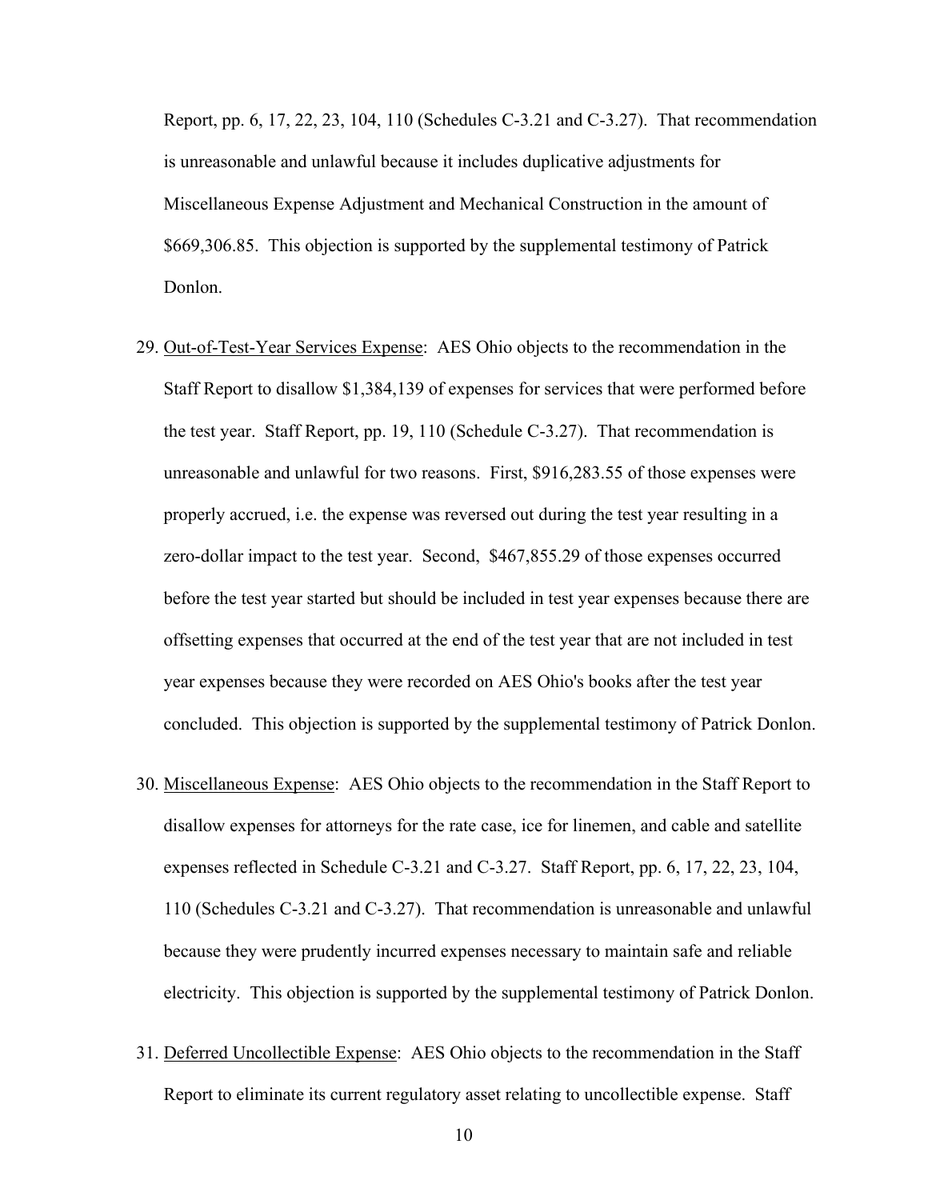Report, pp. 6, 17, 22, 23, 104, 110 (Schedules C-3.21 and C-3.27). That recommendation is unreasonable and unlawful because it includes duplicative adjustments for Miscellaneous Expense Adjustment and Mechanical Construction in the amount of $669,306.85. This objection is supported by the supplemental testimony of Patrick Donlon.

29. <u>Out-of-Test-Year Services Expense</u>: AES Ohio objects to the recommendation in the Staff Report to disallow $1,384,139 of expenses for services that were performed before the test year. Staff Report, pp. 19, 110 (Schedule C-3.27). That recommendation is unreasonable and unlawful for two reasons. First, $916,283.55 of those expenses were properly accrued, i.e. the expense was reversed out during the test year resulting in a zero-dollar impact to the test year. Second, $467,855.29 of those expenses occurred before the test year started but should be included in test year expenses because there are offsetting expenses that occurred at the end of the test year that are not included in test year expenses because they were recorded on AES Ohio's books after the test year concluded. This objection is supported by the supplemental testimony of Patrick Donlon.

30. <u>Miscellaneous Expense</u>: AES Ohio objects to the recommendation in the Staff Report to disallow expenses for attorneys for the rate case, ice for linemen, and cable and satellite expenses reflected in Schedule C-3.21 and C-3.27. Staff Report, pp. 6, 17, 22, 23, 104, 110 (Schedules C-3.21 and C-3.27). That recommendation is unreasonable and unlawful because they were prudently incurred expenses necessary to maintain safe and reliable electricity. This objection is supported by the supplemental testimony of Patrick Donlon.

31. <u>Deferred Uncollectible Expense</u>: AES Ohio objects to the recommendation in the Staff Report to eliminate its current regulatory asset relating to uncollectible expense. Staff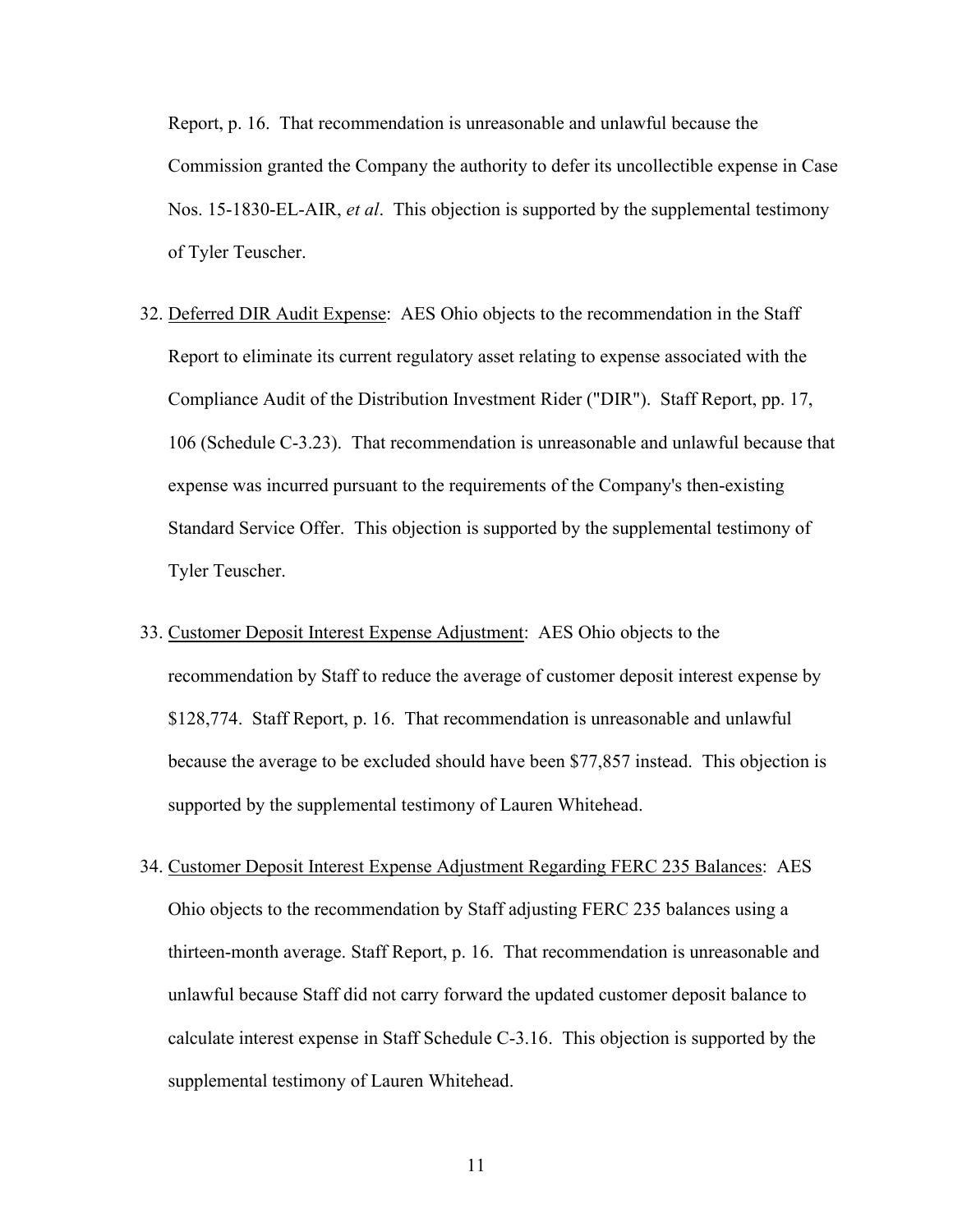Report, p. 16. That recommendation is unreasonable and unlawful because the Commission granted the Company the authority to defer its uncollectible expense in Case Nos. 15-1830-EL-AIR, *et al*. This objection is supported by the supplemental testimony of Tyler Teuscher.

32. <u>Deferred DIR Audit Expense</u>: AES Ohio objects to the recommendation in the Staff Report to eliminate its current regulatory asset relating to expense associated with the Compliance Audit of the Distribution Investment Rider ("DIR"). Staff Report, pp. 17, 106 (Schedule C-3.23). That recommendation is unreasonable and unlawful because that expense was incurred pursuant to the requirements of the Company's then-existing Standard Service Offer. This objection is supported by the supplemental testimony of Tyler Teuscher.

33. <u>Customer Deposit Interest Expense Adjustment</u>: AES Ohio objects to the recommendation by Staff to reduce the average of customer deposit interest expense by $128,774. Staff Report, p. 16. That recommendation is unreasonable and unlawful because the average to be excluded should have been $77,857 instead. This objection is supported by the supplemental testimony of Lauren Whitehead.

34. <u>Customer Deposit Interest Expense Adjustment Regarding FERC 235 Balances</u>: AES Ohio objects to the recommendation by Staff adjusting FERC 235 balances using a thirteen-month average. Staff Report, p. 16. That recommendation is unreasonable and unlawful because Staff did not carry forward the updated customer deposit balance to calculate interest expense in Staff Schedule C-3.16. This objection is supported by the supplemental testimony of Lauren Whitehead.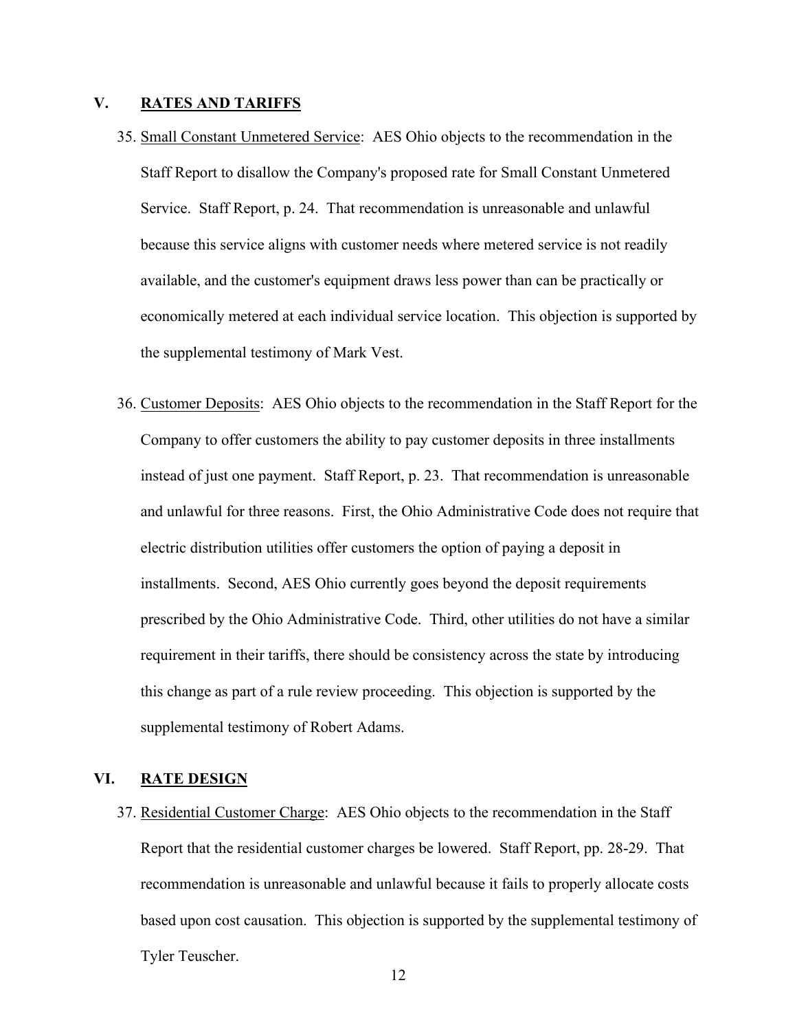## V. RATES AND TARIFFS

35. Small Constant Unmetered Service: AES Ohio objects to the recommendation in the Staff Report to disallow the Company's proposed rate for Small Constant Unmetered Service. Staff Report, p. 24. That recommendation is unreasonable and unlawful because this service aligns with customer needs where metered service is not readily available, and the customer's equipment draws less power than can be practically or economically metered at each individual service location. This objection is supported by the supplemental testimony of Mark Vest.

36. Customer Deposits: AES Ohio objects to the recommendation in the Staff Report for the Company to offer customers the ability to pay customer deposits in three installments instead of just one payment. Staff Report, p. 23. That recommendation is unreasonable and unlawful for three reasons. First, the Ohio Administrative Code does not require that electric distribution utilities offer customers the option of paying a deposit in installments. Second, AES Ohio currently goes beyond the deposit requirements prescribed by the Ohio Administrative Code. Third, other utilities do not have a similar requirement in their tariffs, there should be consistency across the state by introducing this change as part of a rule review proceeding. This objection is supported by the supplemental testimony of Robert Adams.

## VI. RATE DESIGN

37. Residential Customer Charge: AES Ohio objects to the recommendation in the Staff Report that the residential customer charges be lowered. Staff Report, pp. 28-29. That recommendation is unreasonable and unlawful because it fails to properly allocate costs based upon cost causation. This objection is supported by the supplemental testimony of Tyler Teuscher.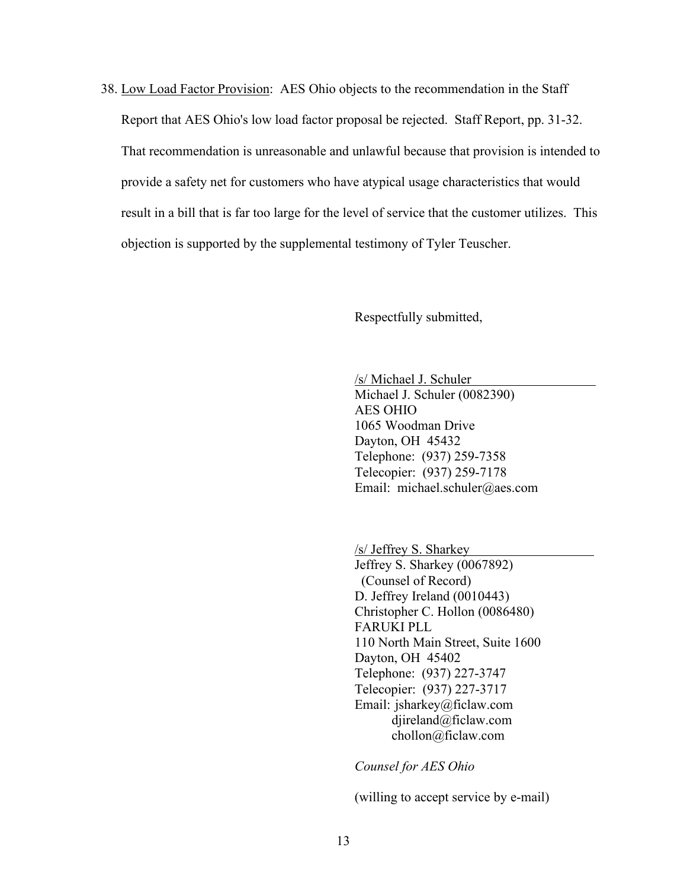38. Low Load Factor Provision: AES Ohio objects to the recommendation in the Staff Report that AES Ohio's low load factor proposal be rejected. Staff Report, pp. 31-32. That recommendation is unreasonable and unlawful because that provision is intended to provide a safety net for customers who have atypical usage characteristics that would result in a bill that is far too large for the level of service that the customer utilizes. This objection is supported by the supplemental testimony of Tyler Teuscher.

Respectfully submitted,

/s/ Michael J. Schuler
Michael J. Schuler (0082390)
AES OHIO
1065 Woodman Drive
Dayton, OH 45432
Telephone: (937) 259-7358
Telecopier: (937) 259-7178
Email: michael.schuler@aes.com

/s/ Jeffrey S. Sharkey
Jeffrey S. Sharkey (0067892)
(Counsel of Record)
D. Jeffrey Ireland (0010443)
Christopher C. Hollon (0086480)
FARUKI PLL
110 North Main Street, Suite 1600
Dayton, OH 45402
Telephone: (937) 227-3747
Telecopier: (937) 227-3717
Email: jsharkey@ficlaw.com
djireland@ficlaw.com
chollon@ficlaw.com

*Counsel for AES Ohio*

(willing to accept service by e-mail)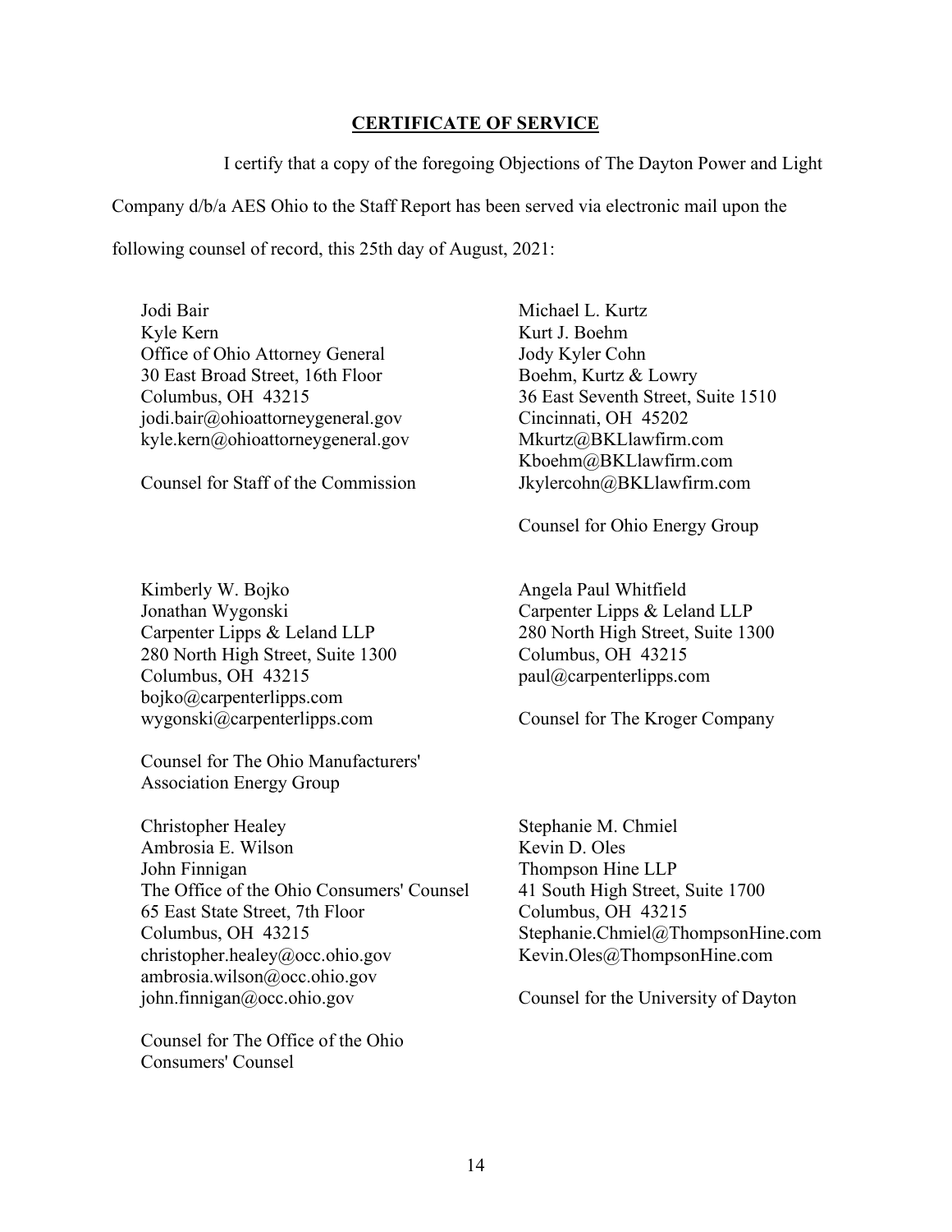## CERTIFICATE OF SERVICE

I certify that a copy of the foregoing Objections of The Dayton Power and Light Company d/b/a AES Ohio to the Staff Report has been served via electronic mail upon the following counsel of record, this 25th day of August, 2021:

Jodi Bair
Kyle Kern
Office of Ohio Attorney General
30 East Broad Street, 16th Floor
Columbus, OH 43215
jodi.bair@ohioattorneygeneral.gov
kyle.kern@ohioattorneygeneral.gov

Counsel for Staff of the Commission

Michael L. Kurtz
Kurt J. Boehm
Jody Kyler Cohn
Boehm, Kurtz & Lowry
36 East Seventh Street, Suite 1510
Cincinnati, OH 45202
Mkurtz@BKLlawfirm.com
Kboehm@BKLlawfirm.com
Jkylercohn@BKLlawfirm.com

Counsel for Ohio Energy Group

Kimberly W. Bojko
Jonathan Wygonski
Carpenter Lipps & Leland LLP
280 North High Street, Suite 1300
Columbus, OH 43215
bojko@carpenterlipps.com
wygonski@carpenterlipps.com

Counsel for The Ohio Manufacturers' Association Energy Group

Angela Paul Whitfield
Carpenter Lipps & Leland LLP
280 North High Street, Suite 1300
Columbus, OH 43215
paul@carpenterlipps.com

Counsel for The Kroger Company

Christopher Healey
Ambrosia E. Wilson
John Finnigan
The Office of the Ohio Consumers' Counsel
65 East State Street, 7th Floor
Columbus, OH 43215
christopher.healey@occ.ohio.gov
ambrosia.wilson@occ.ohio.gov
john.finnigan@occ.ohio.gov

Counsel for The Office of the Ohio Consumers' Counsel

Stephanie M. Chmiel
Kevin D. Oles
Thompson Hine LLP
41 South High Street, Suite 1700
Columbus, OH 43215
Stephanie.Chmiel@ThompsonHine.com
Kevin.Oles@ThompsonHine.com

Counsel for the University of Dayton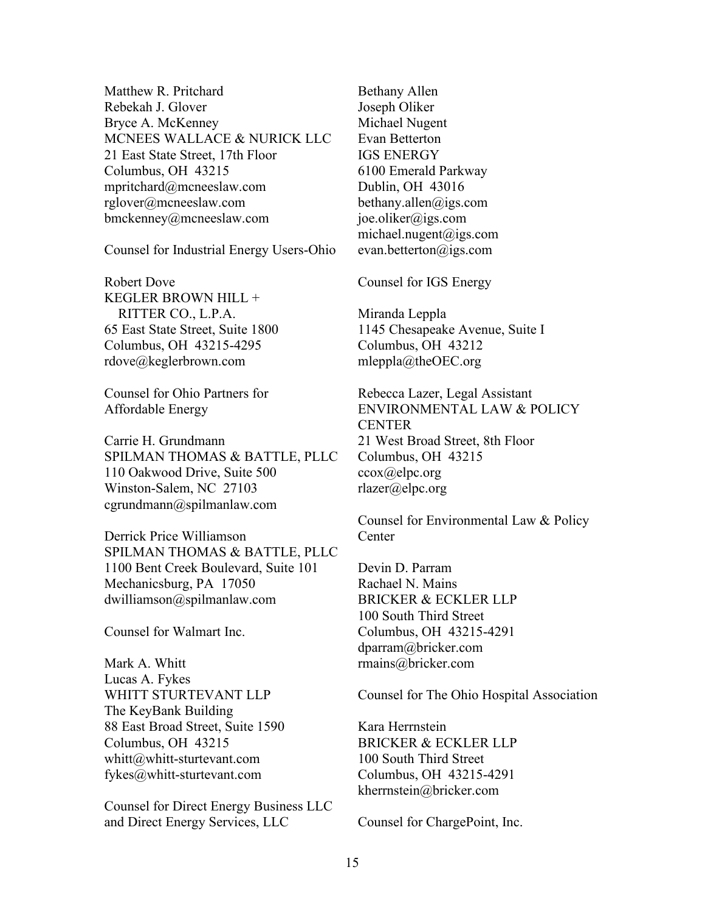Matthew R. Pritchard
Rebekah J. Glover
Bryce A. McKenney
MCNEES WALLACE & NURICK LLC
21 East State Street, 17th Floor
Columbus, OH 43215
mpritchard@mcneeslaw.com
rglover@mcneeslaw.com
bmckenney@mcneeslaw.com

Counsel for Industrial Energy Users-Ohio

Robert Dove
KEGLER BROWN HILL +
RITTER CO., L.P.A.
65 East State Street, Suite 1800
Columbus, OH 43215-4295
rdove@keglerbrown.com

Counsel for Ohio Partners for
Affordable Energy

Carrie H. Grundmann
SPILMAN THOMAS & BATTLE, PLLC
110 Oakwood Drive, Suite 500
Winston-Salem, NC 27103
cgrundmann@spilmanlaw.com

Derrick Price Williamson
SPILMAN THOMAS & BATTLE, PLLC
1100 Bent Creek Boulevard, Suite 101
Mechanicsburg, PA 17050
dwilliamson@spilmanlaw.com

Counsel for Walmart Inc.

Mark A. Whitt
Lucas A. Fykes
WHITT STURTEVANT LLP
The KeyBank Building
88 East Broad Street, Suite 1590
Columbus, OH 43215
whitt@whitt-sturtevant.com
fykes@whitt-sturtevant.com

Counsel for Direct Energy Business LLC
and Direct Energy Services, LLC

Bethany Allen
Joseph Oliker
Michael Nugent
Evan Betterton
IGS ENERGY
6100 Emerald Parkway
Dublin, OH 43016
bethany.allen@igs.com
joe.oliker@igs.com
michael.nugent@igs.com
evan.betterton@igs.com

Counsel for IGS Energy

Miranda Leppla
1145 Chesapeake Avenue, Suite I
Columbus, OH 43212
mleppla@theOEC.org

Rebecca Lazer, Legal Assistant
ENVIRONMENTAL LAW & POLICY
CENTER
21 West Broad Street, 8th Floor
Columbus, OH 43215
ccox@elpc.org
rlazer@elpc.org

Counsel for Environmental Law & Policy
Center

Devin D. Parram
Rachael N. Mains
BRICKER & ECKLER LLP
100 South Third Street
Columbus, OH 43215-4291
dparram@bricker.com
rmains@bricker.com

Counsel for The Ohio Hospital Association

Kara Herrnstein
BRICKER & ECKLER LLP
100 South Third Street
Columbus, OH 43215-4291
kherrnstein@bricker.com

Counsel for ChargePoint, Inc.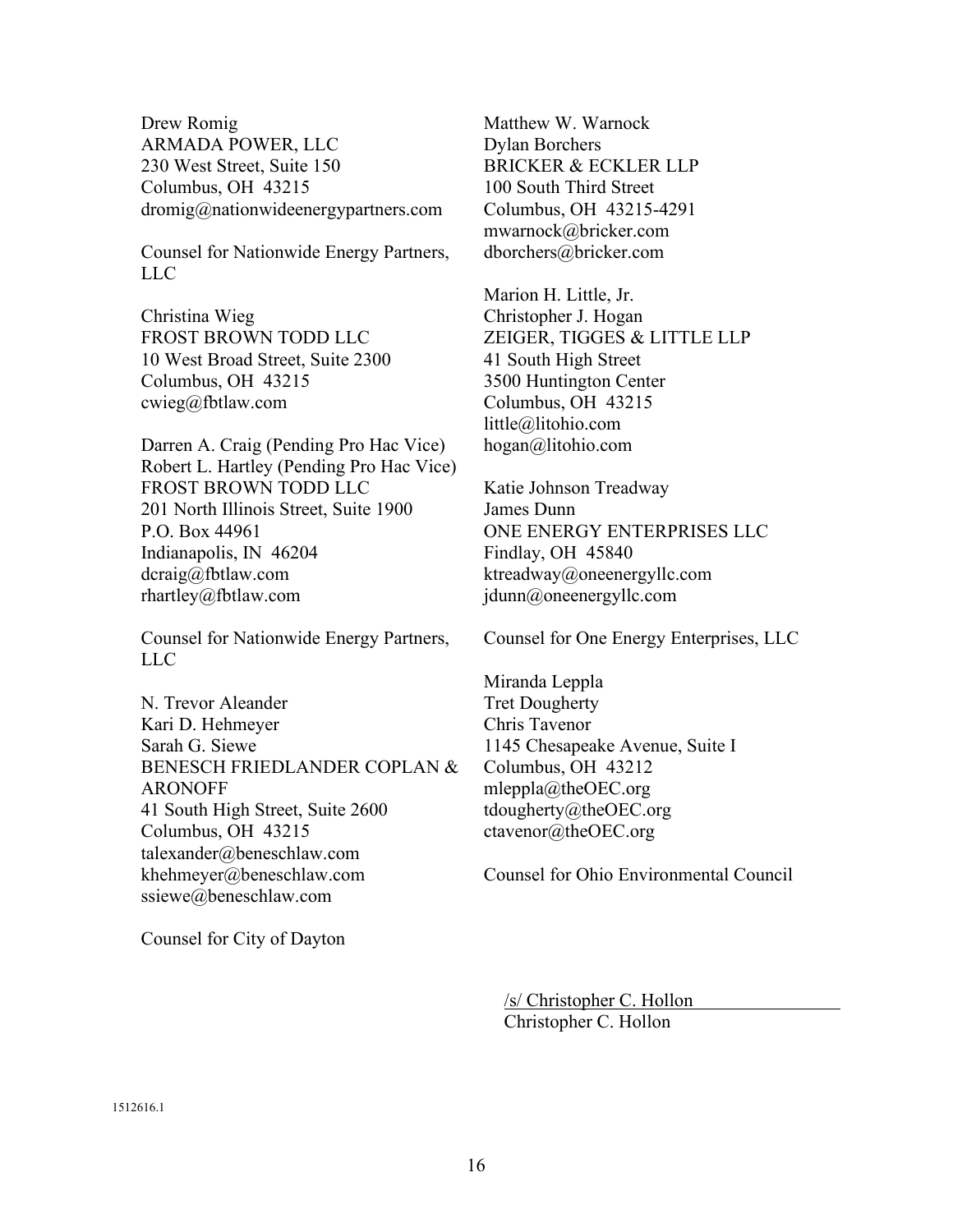Drew Romig
ARMADA POWER, LLC
230 West Street, Suite 150
Columbus, OH 43215
dromig@nationwideenergypartners.com

Counsel for Nationwide Energy Partners, LLC

Christina Wieg
FROST BROWN TODD LLC
10 West Broad Street, Suite 2300
Columbus, OH 43215
cwieg@fbtlaw.com

Darren A. Craig (Pending Pro Hac Vice)
Robert L. Hartley (Pending Pro Hac Vice)
FROST BROWN TODD LLC
201 North Illinois Street, Suite 1900
P.O. Box 44961
Indianapolis, IN 46204
dcraig@fbtlaw.com
rhartley@fbtlaw.com

Counsel for Nationwide Energy Partners, LLC

N. Trevor Aleander
Kari D. Hehmeyer
Sarah G. Siewe
BENESCH FRIEDLANDER COPLAN & ARONOFF
41 South High Street, Suite 2600
Columbus, OH 43215
talexander@beneschlaw.com
khehmeyer@beneschlaw.com
ssiewe@beneschlaw.com

Counsel for City of Dayton

Matthew W. Warnock
Dylan Borchers
BRICKER & ECKLER LLP
100 South Third Street
Columbus, OH 43215-4291
mwarnock@bricker.com
dborchers@bricker.com

Marion H. Little, Jr.
Christopher J. Hogan
ZEIGER, TIGGES & LITTLE LLP
41 South High Street
3500 Huntington Center
Columbus, OH 43215
little@litohio.com
hogan@litohio.com

Katie Johnson Treadway
James Dunn
ONE ENERGY ENTERPRISES LLC
Findlay, OH 45840
ktreadway@oneenergyllc.com
jdunn@oneenergyllc.com

Counsel for One Energy Enterprises, LLC

Miranda Leppla
Tret Dougherty
Chris Tavenor
1145 Chesapeake Avenue, Suite I
Columbus, OH 43212
mleppla@theOEC.org
tdougherty@theOEC.org
ctavenor@theOEC.org

Counsel for Ohio Environmental Council

/s/ Christopher C. Hollon
Christopher C. Hollon

1512616.1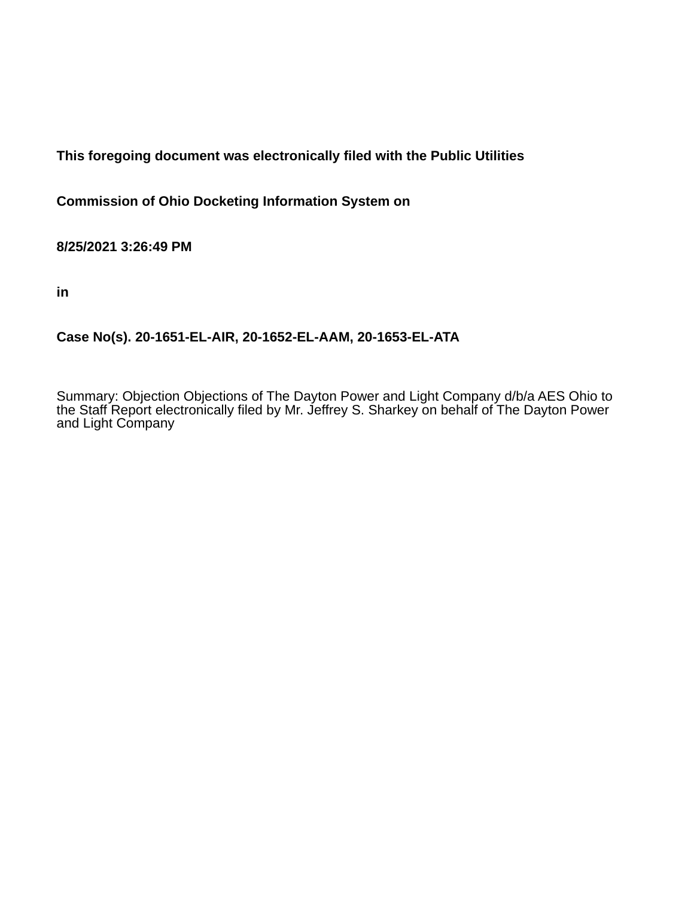**This foregoing document was electronically filed with the Public Utilities**

**Commission of Ohio Docketing Information System on**

**8/25/2021 3:26:49 PM**

**in**

**Case No(s). 20-1651-EL-AIR, 20-1652-EL-AAM, 20-1653-EL-ATA**

Summary: Objection Objections of The Dayton Power and Light Company d/b/a AES Ohio to the Staff Report electronically filed by Mr. Jeffrey S. Sharkey on behalf of The Dayton Power and Light Company